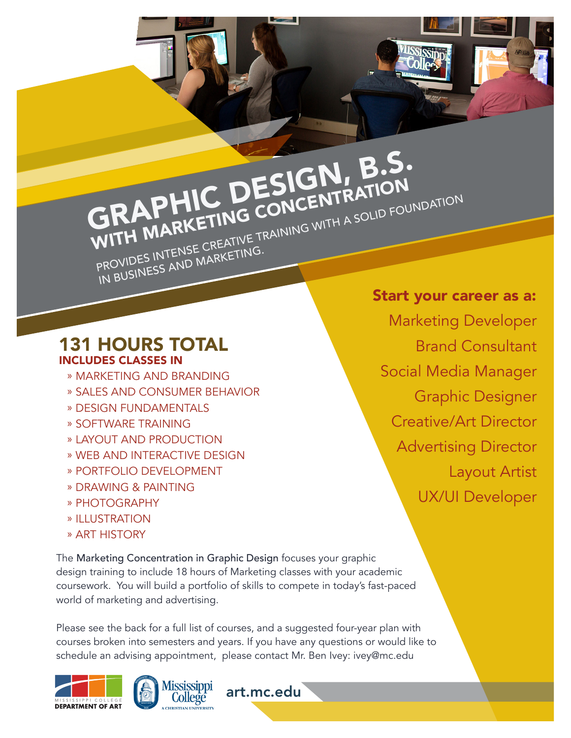# GRAPHIC DESIGN, B.S.

## WITH MARKETING CONCENTRATION

PROVIDES INTENSE CREATIVE TRAINING WITH A SOLID FOUNDATION IN BUSINESS AND MARKETING.

## 131 HOURS TOTAL

**INCLUDES CLASSES IN**

- » MARKETING AND BRANDING
- » SALES AND CONSUMER BEHAVIOR
- » DESIGN FUNDAMENTALS
- » SOFTWARE TRAINING
- » LAYOUT AND PRODUCTION
- » WEB AND INTERACTIVE DESIGN
- » PORTFOLIO DEVELOPMENT
- » DRAWING & PAINTING
- » PHOTOGRAPHY
- » ILLUSTRATION
- » ART HISTORY

**Start your career as a:**

- Marketing Developer
- Brand Consultant
- Social Media Manager
- Graphic Designer
- Creative/Art Director
- Advertising Director
- Layout Artist
- UX/UI Developer

The Marketing Concentration in Graphic Design focuses your graphic design training to include 18 hours of Marketing classes with your academic coursework. You will build a portfolio of skills to compete in today's fast-paced world of marketing and advertising.

Please see the back for a full list of courses, and a suggested four-year plan with courses broken into semesters and years. If you have any questions or would like to schedule an advising appointment, please contact Mr. Ben Ivey: ivey@mc.edu

MISSISSIPPI COLLEGE DEPARTMENT OF ART

Mississippi College — A CHRISTIAN UNIVERSITY

art.mc.edu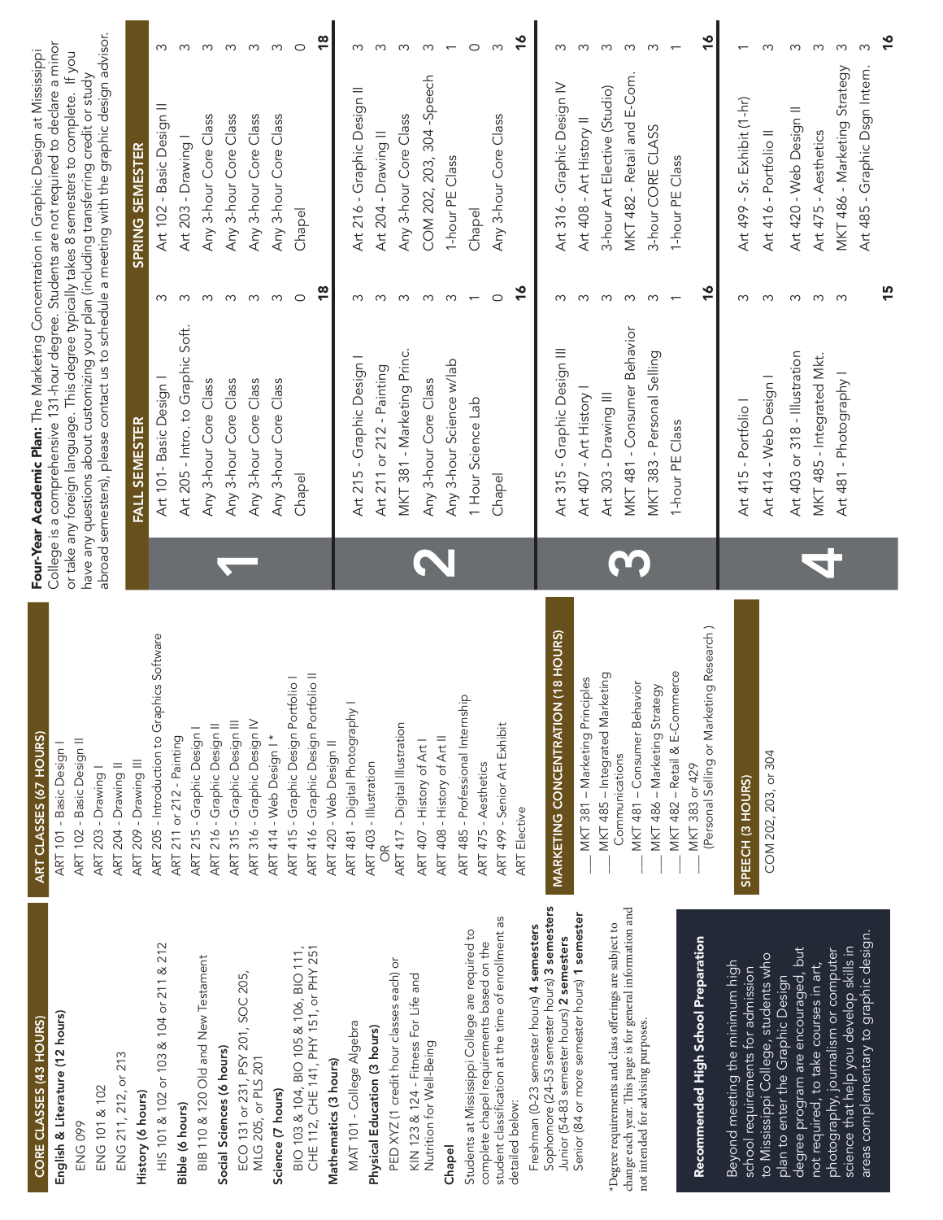## CORE CLASSES (43 HOURS)

**English & Literature (12 hours)**

ENG 099

ENG 101 & 102

ENG 211, 212, or 213

**History (6 hours)**

HIS 101 & 102 or 103 & 104 or 211 & 212

**Bible (6 hours)**

BIB 110 & 120 Old and New Testament

**Social Sciences (6 hours)**

ECO 131 or 231, PSY 201, SOC 205, MLG 205, or PLS 201

**Science (7 hours)**

BIO 103 & 104, BIO 105 & 106, BIO 111, CHE 112, CHE 141, PHY 151, or PHY 251

**Mathematics (3 hours)**

MAT 101 - College Algebra

**Physical Education (3 hours)**

PED XYZ (1 credit hour classes each) or

KIN 123 & 124 - Fitness For Life and Nutrition for Well-Being

**Chapel**

Students at Mississippi College are required to complete chapel requirements based on the student classification at the time of enrollment as detailed below:

Freshman (0-23 semester hours) **4 semesters**
Sophomore (24-53 semester hours) **3 semesters**
Junior (54-83 semester hours) **2 semesters**
Senior (84 or more semester hours) **1 semester**

*Degree requirements and class offerings are subject to change each year. This page is for general information and not intended for advising purposes.

### Recommended High School Preparation

Beyond meeting the minimum high school requirements for admission to Mississippi College, students who plan to enter the Graphic Design degree program are encouraged, but not required, to take courses in art, photography, journalism or computer science that help you develop skills in areas complementary to graphic design.

## ART CLASSES (67 HOURS)

ART 101 - Basic Design I
ART 102 - Basic Design II
ART 203 - Drawing I
ART 204 - Drawing II
ART 209 - Drawing III
ART 205 - Introduction to Graphics Software
ART 211 or 212 - Painting
ART 215 - Graphic Design I
ART 216 - Graphic Design II
ART 315 - Graphic Design III
ART 316 - Graphic Design IV
ART 414 - Web Design I *
ART 415 - Graphic Design Portfolio I
ART 416 - Graphic Design Portfolio II
ART 420 - Web Design II
ART 481 - Digital Photography I
ART 403 - Illustration
OR
ART 417 - Digital Illustration
ART 407 - History of Art I
ART 408 - History of Art II
ART 485 - Professional Internship
ART 475 - Aesthetics
ART 499 - Senior Art Exhibit
ART Elective

## MARKETING CONCENTRATION (18 HOURS)

___ MKT 381 – Marketing Principles
___ MKT 485 – Integrated Marketing Communications
___ MKT 481 – Consumer Behavior
___ MKT 486 – Marketing Strategy
___ MKT 482 – Retail & E-Commerce
___ MKT 383 or 429 (Personal Selling or Marketing Research )

## SPEECH (3 HOURS)

COM 202, 203, or 304

**Four-Year Academic Plan:** The Marketing Concentration in Graphic Design at Mississippi College is a comprehensive 131-hour degree. Students are not required to declare a minor or take any foreign language. This degree typically takes 8 semesters to complete. If you have any questions about customizing your plan (including transferring credit or study abroad semesters), please contact us to schedule a meeting with the graphic design advisor.

| Year | FALL SEMESTER | | SPRING SEMESTER | |
|---|---|---|---|---|
| 1 | Art 101- Basic Design I | 3 | Art 102 - Basic Design II | 3 |
| | Art 205 - Intro. to Graphic Soft. | 3 | Art 203 - Drawing I | 3 |
| | Any 3-hour Core Class | 3 | Any 3-hour Core Class | 3 |
| | Any 3-hour Core Class | 3 | Any 3-hour Core Class | 3 |
| | Any 3-hour Core Class | 3 | Any 3-hour Core Class | 3 |
| | Any 3-hour Core Class | 3 | Any 3-hour Core Class | 3 |
| | Chapel | 0 | Chapel | 0 |
| | | **18** | | **18** |
| 2 | Art 215 - Graphic Design I | 3 | Art 216 - Graphic Design II | 3 |
| | Art 211 or 212 - Painting | 3 | Art 204 - Drawing II | 3 |
| | MKT 381 - Marketing Princ. | 3 | Any 3-hour Core Class | 3 |
| | Any 3-hour Core Class | 3 | COM 202, 203, 304 -Speech | 3 |
| | Any 3-hour Science w/lab | 3 | 1-hour PE Class | 1 |
| | 1 Hour Science Lab | 1 | Chapel | 0 |
| | Chapel | 0 | Any 3-hour Core Class | 3 |
| | | **16** | | **16** |
| 3 | Art 315 - Graphic Design III | 3 | Art 316 - Graphic Design IV | 3 |
| | Art 407 - Art History I | 3 | Art 408 - Art History II | 3 |
| | Art 303 - Drawing III | 3 | 3-hour Art Elective (Studio) | 3 |
| | MKT 481 - Consumer Behavior | 3 | MKT 482 - Retail and E-Com. | 3 |
| | MKT 383 - Personal Selling | 3 | 3-hour CORE CLASS | 3 |
| | 1-hour PE Class | 1 | 1-hour PE Class | 1 |
| | | **16** | | **16** |
| 4 | Art 415 - Portfolio I | 3 | Art 499 - Sr. Exhibit (1-hr) | 1 |
| | Art 414 - Web Design I | 3 | Art 416 - Portfolio II | 3 |
| | Art 403 or 318 - Illustration | 3 | Art 420 - Web Design II | 3 |
| | MKT 485 - Integrated Mkt. | 3 | Art 475 - Aesthetics | 3 |
| | Art 481 - Photography I | 3 | MKT 486 - Marketing Strategy | 3 |
| | | | Art 485 - Graphic Dsgn Intern. | 3 |
| | | **15** | | **16** |